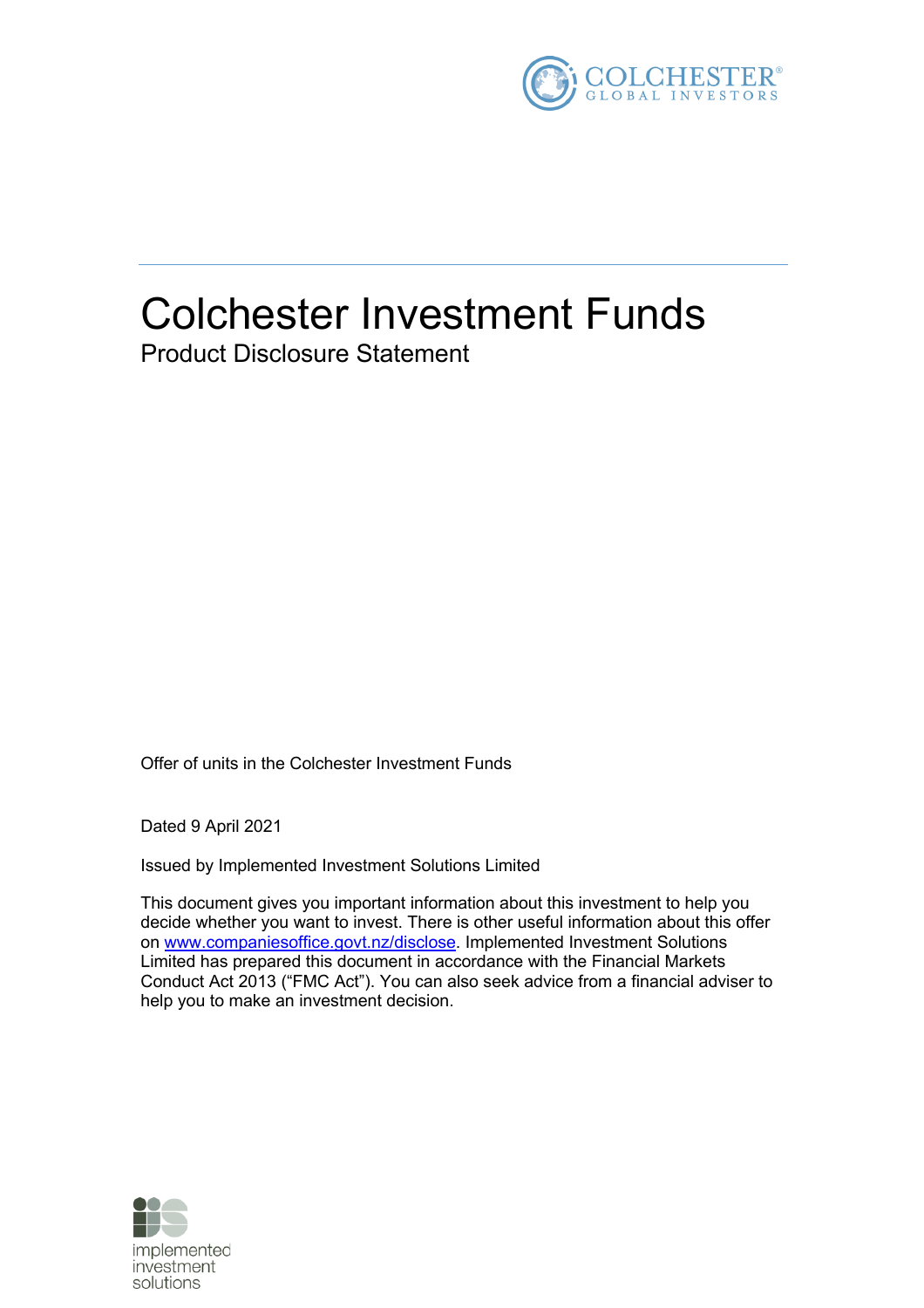# Colchester Investment Funds

## Product Disclosure Statement

Offer of units in the Colchester Investment Funds

Dated 9 April 2021

Issued by Implemented Investment Solutions Limited

This document gives you important information about this investment to help you decide whether you want to invest. There is other useful information about this offer on www.companiesoffice.govt.nz/disclose. Implemented Investment Solutions Limited has prepared this document in accordance with the Financial Markets Conduct Act 2013 ("FMC Act"). You can also seek advice from a financial adviser to help you to make an investment decision.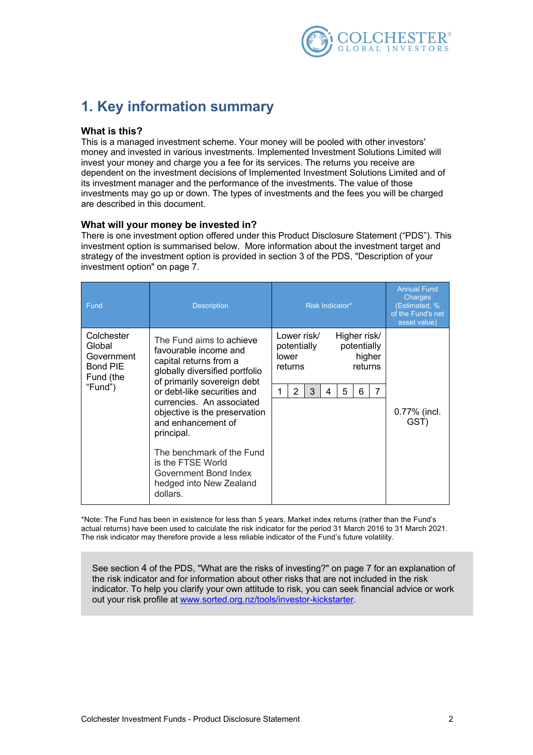# 1. Key information summary

### What is this?

This is a managed investment scheme. Your money will be pooled with other investors' money and invested in various investments. Implemented Investment Solutions Limited will invest your money and charge you a fee for its services. The returns you receive are dependent on the investment decisions of Implemented Investment Solutions Limited and of its investment manager and the performance of the investments. The value of those investments may go up or down. The types of investments and the fees you will be charged are described in this document.

### What will your money be invested in?

There is one investment option offered under this Product Disclosure Statement ("PDS"). This investment option is summarised below. More information about the investment target and strategy of the investment option is provided in section 3 of the PDS, "Description of your investment option" on page 7.

| Fund | Description | Risk Indicator* | Annual Fund Charges (Estimated, % of the Fund's net asset value) |
|---|---|---|---|
| Colchester Global Government Bond PIE Fund (the "Fund") | The Fund aims to achieve favourable income and capital returns from a globally diversified portfolio of primarily sovereign debt or debt-like securities and currencies. An associated objective is the preservation and enhancement of principal.<br><br>The benchmark of the Fund is the FTSE World Government Bond Index hedged into New Zealand dollars. | Lower risk/ potentially lower returns — Higher risk/ potentially higher returns<br>1 2 **3** 4 5 6 7 | 0.77% (incl. GST) |

*Note: The Fund has been in existence for less than 5 years. Market index returns (rather than the Fund's actual returns) have been used to calculate the risk indicator for the period 31 March 2016 to 31 March 2021. The risk indicator may therefore provide a less reliable indicator of the Fund's future volatility.

> See section 4 of the PDS, "What are the risks of investing?" on page 7 for an explanation of the risk indicator and for information about other risks that are not included in the risk indicator. To help you clarify your own attitude to risk, you can seek financial advice or work out your risk profile at [www.sorted.org.nz/tools/investor-kickstarter](http://www.sorted.org.nz/tools/investor-kickstarter).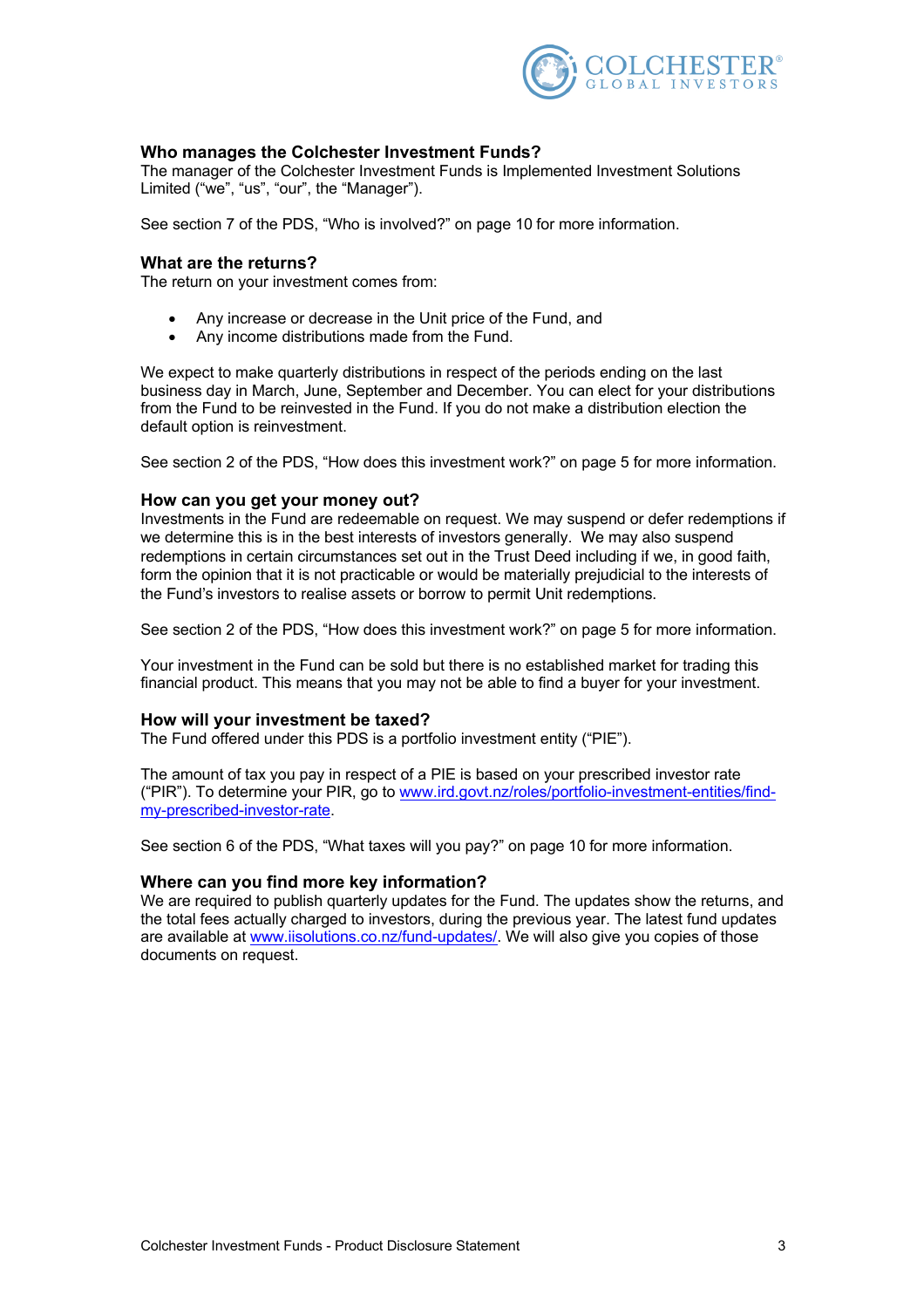### Who manages the Colchester Investment Funds?

The manager of the Colchester Investment Funds is Implemented Investment Solutions Limited ("we", "us", "our", the "Manager").

See section 7 of the PDS, "Who is involved?" on page 10 for more information.

### What are the returns?

The return on your investment comes from:

- Any increase or decrease in the Unit price of the Fund, and
- Any income distributions made from the Fund.

We expect to make quarterly distributions in respect of the periods ending on the last business day in March, June, September and December. You can elect for your distributions from the Fund to be reinvested in the Fund. If you do not make a distribution election the default option is reinvestment.

See section 2 of the PDS, "How does this investment work?" on page 5 for more information.

### How can you get your money out?

Investments in the Fund are redeemable on request. We may suspend or defer redemptions if we determine this is in the best interests of investors generally. We may also suspend redemptions in certain circumstances set out in the Trust Deed including if we, in good faith, form the opinion that it is not practicable or would be materially prejudicial to the interests of the Fund's investors to realise assets or borrow to permit Unit redemptions.

See section 2 of the PDS, "How does this investment work?" on page 5 for more information.

Your investment in the Fund can be sold but there is no established market for trading this financial product. This means that you may not be able to find a buyer for your investment.

### How will your investment be taxed?

The Fund offered under this PDS is a portfolio investment entity ("PIE").

The amount of tax you pay in respect of a PIE is based on your prescribed investor rate ("PIR"). To determine your PIR, go to www.ird.govt.nz/roles/portfolio-investment-entities/find-my-prescribed-investor-rate.

See section 6 of the PDS, "What taxes will you pay?" on page 10 for more information.

### Where can you find more key information?

We are required to publish quarterly updates for the Fund. The updates show the returns, and the total fees actually charged to investors, during the previous year. The latest fund updates are available at www.iisolutions.co.nz/fund-updates/. We will also give you copies of those documents on request.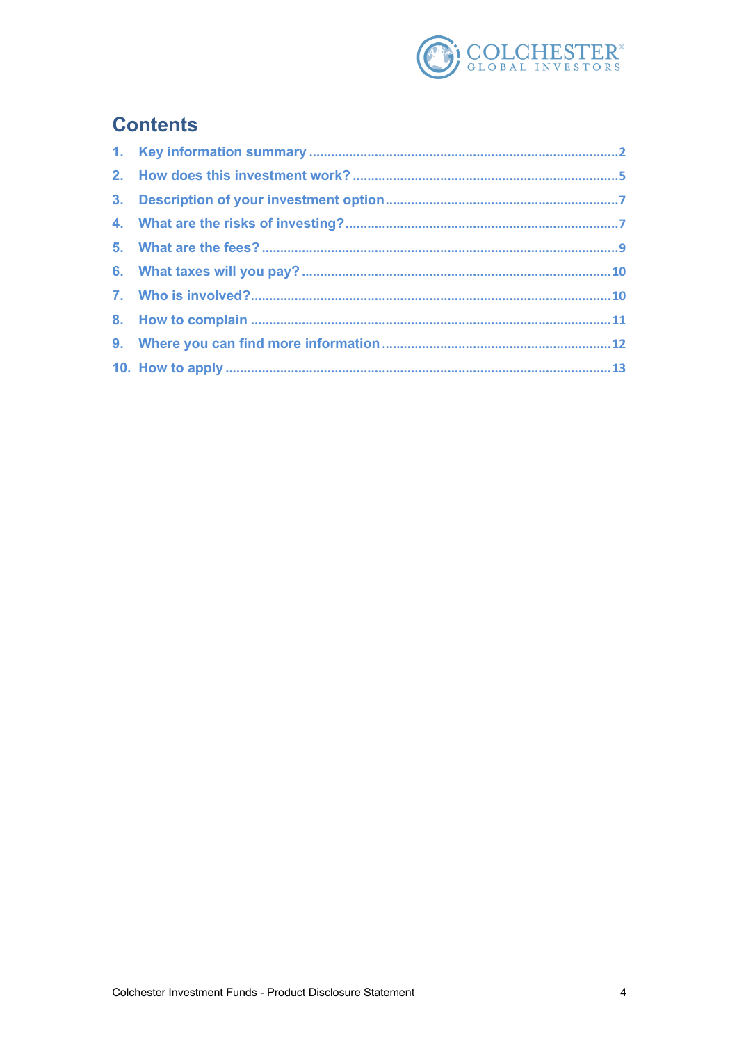## Contents

1. Key information summary .......... 2
2. How does this investment work? .......... 5
3. Description of your investment option .......... 7
4. What are the risks of investing? .......... 7
5. What are the fees? .......... 9
6. What taxes will you pay? .......... 10
7. Who is involved? .......... 10
8. How to complain .......... 11
9. Where you can find more information .......... 12
10. How to apply .......... 13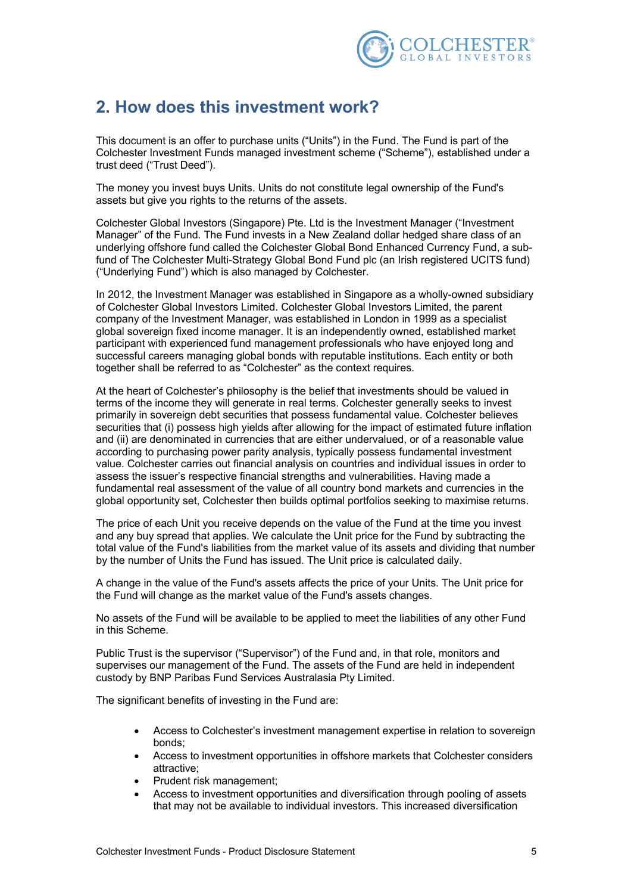## 2. How does this investment work?

This document is an offer to purchase units ("Units") in the Fund. The Fund is part of the Colchester Investment Funds managed investment scheme ("Scheme"), established under a trust deed ("Trust Deed").

The money you invest buys Units. Units do not constitute legal ownership of the Fund's assets but give you rights to the returns of the assets.

Colchester Global Investors (Singapore) Pte. Ltd is the Investment Manager ("Investment Manager" of the Fund. The Fund invests in a New Zealand dollar hedged share class of an underlying offshore fund called the Colchester Global Bond Enhanced Currency Fund, a sub-fund of The Colchester Multi-Strategy Global Bond Fund plc (an Irish registered UCITS fund) ("Underlying Fund") which is also managed by Colchester.

In 2012, the Investment Manager was established in Singapore as a wholly-owned subsidiary of Colchester Global Investors Limited. Colchester Global Investors Limited, the parent company of the Investment Manager, was established in London in 1999 as a specialist global sovereign fixed income manager. It is an independently owned, established market participant with experienced fund management professionals who have enjoyed long and successful careers managing global bonds with reputable institutions. Each entity or both together shall be referred to as "Colchester" as the context requires.

At the heart of Colchester's philosophy is the belief that investments should be valued in terms of the income they will generate in real terms. Colchester generally seeks to invest primarily in sovereign debt securities that possess fundamental value. Colchester believes securities that (i) possess high yields after allowing for the impact of estimated future inflation and (ii) are denominated in currencies that are either undervalued, or of a reasonable value according to purchasing power parity analysis, typically possess fundamental investment value. Colchester carries out financial analysis on countries and individual issues in order to assess the issuer's respective financial strengths and vulnerabilities. Having made a fundamental real assessment of the value of all country bond markets and currencies in the global opportunity set, Colchester then builds optimal portfolios seeking to maximise returns.

The price of each Unit you receive depends on the value of the Fund at the time you invest and any buy spread that applies. We calculate the Unit price for the Fund by subtracting the total value of the Fund's liabilities from the market value of its assets and dividing that number by the number of Units the Fund has issued. The Unit price is calculated daily.

A change in the value of the Fund's assets affects the price of your Units. The Unit price for the Fund will change as the market value of the Fund's assets changes.

No assets of the Fund will be available to be applied to meet the liabilities of any other Fund in this Scheme.

Public Trust is the supervisor ("Supervisor") of the Fund and, in that role, monitors and supervises our management of the Fund. The assets of the Fund are held in independent custody by BNP Paribas Fund Services Australasia Pty Limited.

The significant benefits of investing in the Fund are:

- Access to Colchester's investment management expertise in relation to sovereign bonds;
- Access to investment opportunities in offshore markets that Colchester considers attractive;
- Prudent risk management;
- Access to investment opportunities and diversification through pooling of assets that may not be available to individual investors. This increased diversification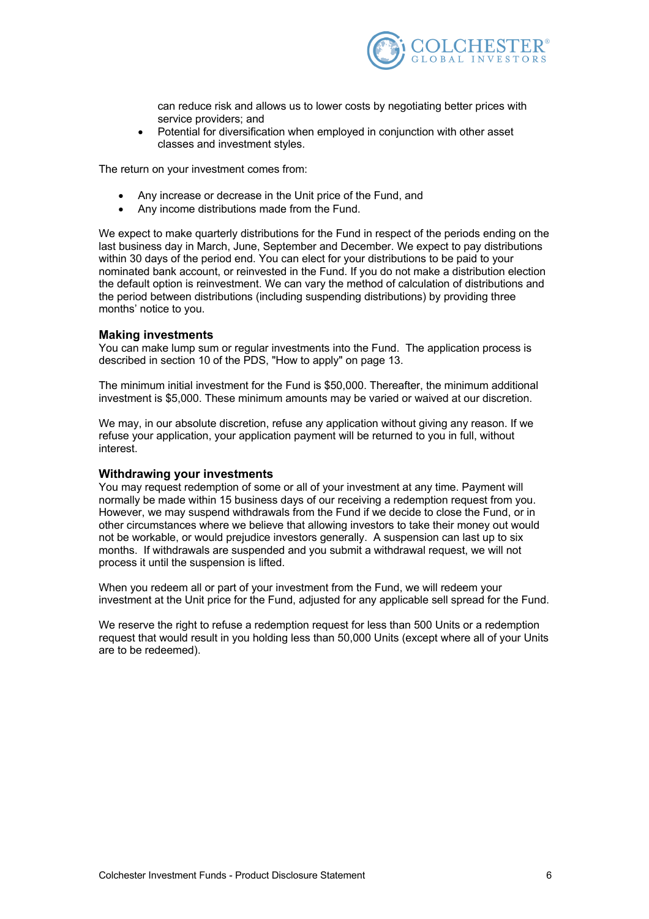can reduce risk and allows us to lower costs by negotiating better prices with service providers; and

- Potential for diversification when employed in conjunction with other asset classes and investment styles.

The return on your investment comes from:

- Any increase or decrease in the Unit price of the Fund, and
- Any income distributions made from the Fund.

We expect to make quarterly distributions for the Fund in respect of the periods ending on the last business day in March, June, September and December. We expect to pay distributions within 30 days of the period end. You can elect for your distributions to be paid to your nominated bank account, or reinvested in the Fund. If you do not make a distribution election the default option is reinvestment. We can vary the method of calculation of distributions and the period between distributions (including suspending distributions) by providing three months' notice to you.

### Making investments

You can make lump sum or regular investments into the Fund. The application process is described in section 10 of the PDS, "How to apply" on page 13.

The minimum initial investment for the Fund is $50,000. Thereafter, the minimum additional investment is $5,000. These minimum amounts may be varied or waived at our discretion.

We may, in our absolute discretion, refuse any application without giving any reason. If we refuse your application, your application payment will be returned to you in full, without interest.

### Withdrawing your investments

You may request redemption of some or all of your investment at any time. Payment will normally be made within 15 business days of our receiving a redemption request from you. However, we may suspend withdrawals from the Fund if we decide to close the Fund, or in other circumstances where we believe that allowing investors to take their money out would not be workable, or would prejudice investors generally. A suspension can last up to six months. If withdrawals are suspended and you submit a withdrawal request, we will not process it until the suspension is lifted.

When you redeem all or part of your investment from the Fund, we will redeem your investment at the Unit price for the Fund, adjusted for any applicable sell spread for the Fund.

We reserve the right to refuse a redemption request for less than 500 Units or a redemption request that would result in you holding less than 50,000 Units (except where all of your Units are to be redeemed).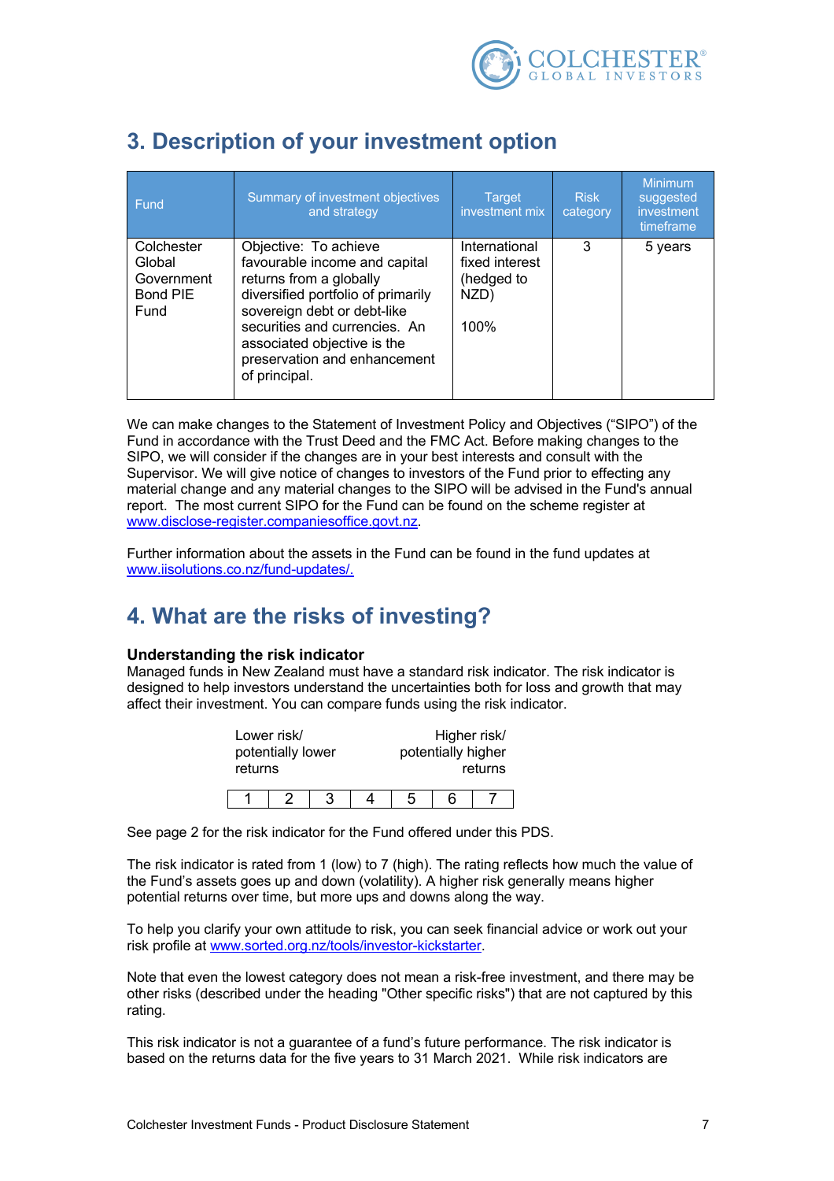## 3. Description of your investment option

| Fund | Summary of investment objectives and strategy | Target investment mix | Risk category | Minimum suggested investment timeframe |
|---|---|---|---|---|
| Colchester Global Government Bond PIE Fund | Objective: To achieve favourable income and capital returns from a globally diversified portfolio of primarily sovereign debt or debt-like securities and currencies. An associated objective is the preservation and enhancement of principal. | International fixed interest (hedged to NZD) 100% | 3 | 5 years |

We can make changes to the Statement of Investment Policy and Objectives ("SIPO") of the Fund in accordance with the Trust Deed and the FMC Act. Before making changes to the SIPO, we will consider if the changes are in your best interests and consult with the Supervisor. We will give notice of changes to investors of the Fund prior to effecting any material change and any material changes to the SIPO will be advised in the Fund's annual report. The most current SIPO for the Fund can be found on the scheme register at www.disclose-register.companiesoffice.govt.nz.

Further information about the assets in the Fund can be found in the fund updates at www.iisolutions.co.nz/fund-updates/.

## 4. What are the risks of investing?

### Understanding the risk indicator

Managed funds in New Zealand must have a standard risk indicator. The risk indicator is designed to help investors understand the uncertainties both for loss and growth that may affect their investment. You can compare funds using the risk indicator.

| Lower risk/ potentially lower returns | | | | | | Higher risk/ potentially higher returns |
|---|---|---|---|---|---|---|
| 1 | 2 | 3 | 4 | 5 | 6 | 7 |

See page 2 for the risk indicator for the Fund offered under this PDS.

The risk indicator is rated from 1 (low) to 7 (high). The rating reflects how much the value of the Fund's assets goes up and down (volatility). A higher risk generally means higher potential returns over time, but more ups and downs along the way.

To help you clarify your own attitude to risk, you can seek financial advice or work out your risk profile at www.sorted.org.nz/tools/investor-kickstarter.

Note that even the lowest category does not mean a risk-free investment, and there may be other risks (described under the heading "Other specific risks") that are not captured by this rating.

This risk indicator is not a guarantee of a fund's future performance. The risk indicator is based on the returns data for the five years to 31 March 2021. While risk indicators are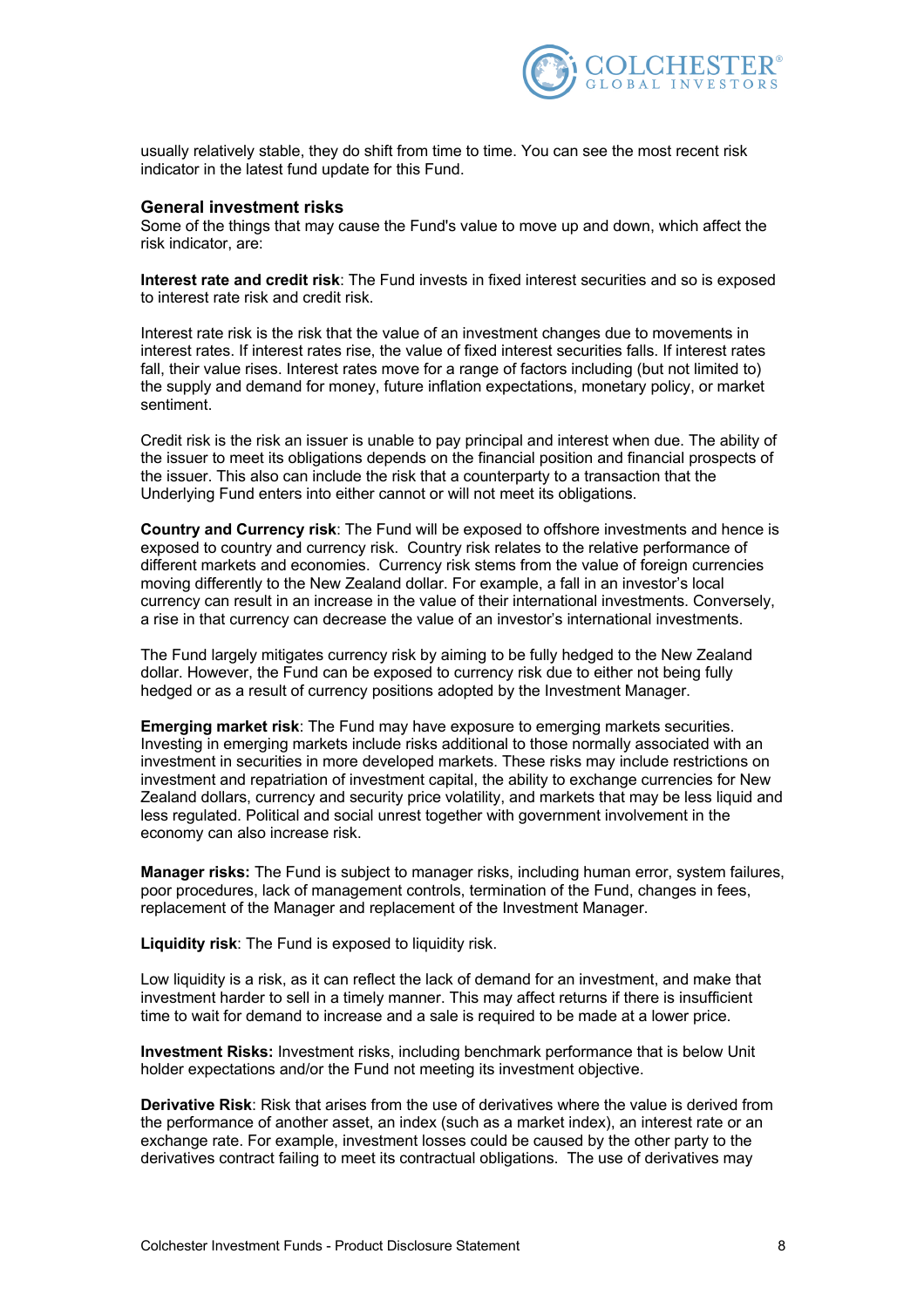usually relatively stable, they do shift from time to time. You can see the most recent risk indicator in the latest fund update for this Fund.

### General investment risks

Some of the things that may cause the Fund's value to move up and down, which affect the risk indicator, are:

**Interest rate and credit risk**: The Fund invests in fixed interest securities and so is exposed to interest rate risk and credit risk.

Interest rate risk is the risk that the value of an investment changes due to movements in interest rates. If interest rates rise, the value of fixed interest securities falls. If interest rates fall, their value rises. Interest rates move for a range of factors including (but not limited to) the supply and demand for money, future inflation expectations, monetary policy, or market sentiment.

Credit risk is the risk an issuer is unable to pay principal and interest when due. The ability of the issuer to meet its obligations depends on the financial position and financial prospects of the issuer. This also can include the risk that a counterparty to a transaction that the Underlying Fund enters into either cannot or will not meet its obligations.

**Country and Currency risk**: The Fund will be exposed to offshore investments and hence is exposed to country and currency risk. Country risk relates to the relative performance of different markets and economies. Currency risk stems from the value of foreign currencies moving differently to the New Zealand dollar. For example, a fall in an investor's local currency can result in an increase in the value of their international investments. Conversely, a rise in that currency can decrease the value of an investor's international investments.

The Fund largely mitigates currency risk by aiming to be fully hedged to the New Zealand dollar. However, the Fund can be exposed to currency risk due to either not being fully hedged or as a result of currency positions adopted by the Investment Manager.

**Emerging market risk**: The Fund may have exposure to emerging markets securities. Investing in emerging markets include risks additional to those normally associated with an investment in securities in more developed markets. These risks may include restrictions on investment and repatriation of investment capital, the ability to exchange currencies for New Zealand dollars, currency and security price volatility, and markets that may be less liquid and less regulated. Political and social unrest together with government involvement in the economy can also increase risk.

**Manager risks:** The Fund is subject to manager risks, including human error, system failures, poor procedures, lack of management controls, termination of the Fund, changes in fees, replacement of the Manager and replacement of the Investment Manager.

**Liquidity risk**: The Fund is exposed to liquidity risk.

Low liquidity is a risk, as it can reflect the lack of demand for an investment, and make that investment harder to sell in a timely manner. This may affect returns if there is insufficient time to wait for demand to increase and a sale is required to be made at a lower price.

**Investment Risks:** Investment risks, including benchmark performance that is below Unit holder expectations and/or the Fund not meeting its investment objective.

**Derivative Risk**: Risk that arises from the use of derivatives where the value is derived from the performance of another asset, an index (such as a market index), an interest rate or an exchange rate. For example, investment losses could be caused by the other party to the derivatives contract failing to meet its contractual obligations. The use of derivatives may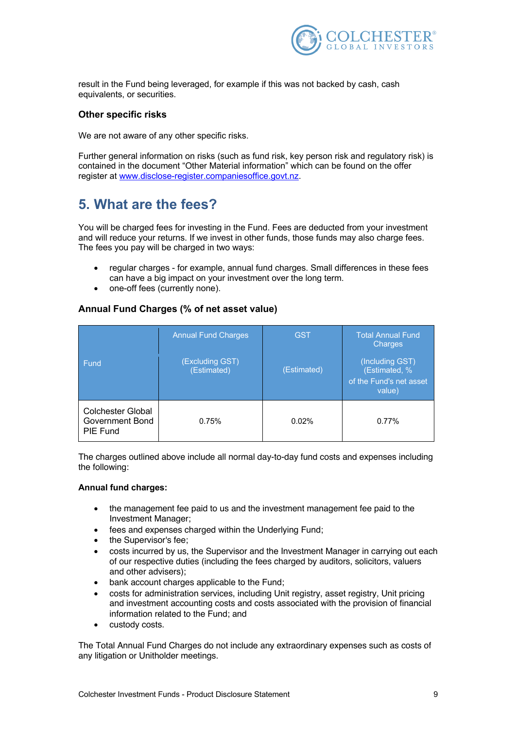result in the Fund being leveraged, for example if this was not backed by cash, cash equivalents, or securities.

### Other specific risks

We are not aware of any other specific risks.

Further general information on risks (such as fund risk, key person risk and regulatory risk) is contained in the document "Other Material information" which can be found on the offer register at [www.disclose-register.companiesoffice.govt.nz](www.disclose-register.companiesoffice.govt.nz).

## 5. What are the fees?

You will be charged fees for investing in the Fund. Fees are deducted from your investment and will reduce your returns. If we invest in other funds, those funds may also charge fees. The fees you pay will be charged in two ways:

- regular charges - for example, annual fund charges. Small differences in these fees can have a big impact on your investment over the long term.
- one-off fees (currently none).

### Annual Fund Charges (% of net asset value)

| Fund | Annual Fund Charges (Excluding GST) (Estimated) | GST (Estimated) | Total Annual Fund Charges (Including GST) (Estimated, % of the Fund's net asset value) |
|---|---|---|---|
| Colchester Global Government Bond PIE Fund | 0.75% | 0.02% | 0.77% |

The charges outlined above include all normal day-to-day fund costs and expenses including the following:

**Annual fund charges:**

- the management fee paid to us and the investment management fee paid to the Investment Manager;
- fees and expenses charged within the Underlying Fund;
- the Supervisor's fee;
- costs incurred by us, the Supervisor and the Investment Manager in carrying out each of our respective duties (including the fees charged by auditors, solicitors, valuers and other advisers);
- bank account charges applicable to the Fund;
- costs for administration services, including Unit registry, asset registry, Unit pricing and investment accounting costs and costs associated with the provision of financial information related to the Fund; and
- custody costs.

The Total Annual Fund Charges do not include any extraordinary expenses such as costs of any litigation or Unitholder meetings.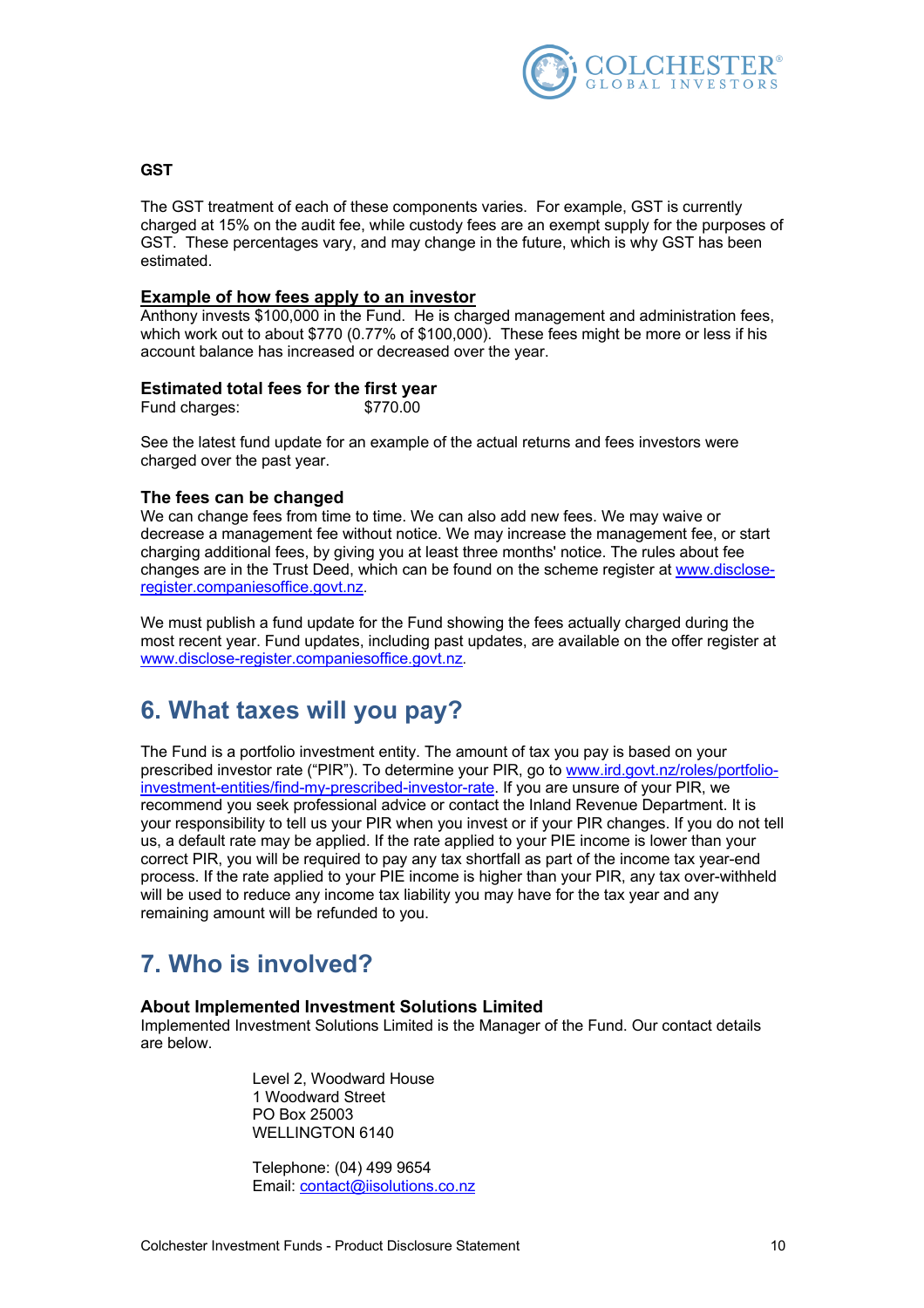**GST**

The GST treatment of each of these components varies. For example, GST is currently charged at 15% on the audit fee, while custody fees are an exempt supply for the purposes of GST. These percentages vary, and may change in the future, which is why GST has been estimated.

**Example of how fees apply to an investor**

Anthony invests $100,000 in the Fund. He is charged management and administration fees, which work out to about $770 (0.77% of $100,000). These fees might be more or less if his account balance has increased or decreased over the year.

**Estimated total fees for the first year**

Fund charges: $770.00

See the latest fund update for an example of the actual returns and fees investors were charged over the past year.

**The fees can be changed**

We can change fees from time to time. We can also add new fees. We may waive or decrease a management fee without notice. We may increase the management fee, or start charging additional fees, by giving you at least three months' notice. The rules about fee changes are in the Trust Deed, which can be found on the scheme register at www.disclose-register.companiesoffice.govt.nz.

We must publish a fund update for the Fund showing the fees actually charged during the most recent year. Fund updates, including past updates, are available on the offer register at www.disclose-register.companiesoffice.govt.nz.

## 6. What taxes will you pay?

The Fund is a portfolio investment entity. The amount of tax you pay is based on your prescribed investor rate ("PIR"). To determine your PIR, go to www.ird.govt.nz/roles/portfolio-investment-entities/find-my-prescribed-investor-rate. If you are unsure of your PIR, we recommend you seek professional advice or contact the Inland Revenue Department. It is your responsibility to tell us your PIR when you invest or if your PIR changes. If you do not tell us, a default rate may be applied. If the rate applied to your PIE income is lower than your correct PIR, you will be required to pay any tax shortfall as part of the income tax year-end process. If the rate applied to your PIE income is higher than your PIR, any tax over-withheld will be used to reduce any income tax liability you may have for the tax year and any remaining amount will be refunded to you.

## 7. Who is involved?

**About Implemented Investment Solutions Limited**

Implemented Investment Solutions Limited is the Manager of the Fund. Our contact details are below.

Level 2, Woodward House
1 Woodward Street
PO Box 25003
WELLINGTON 6140

Telephone: (04) 499 9654
Email: contact@iisolutions.co.nz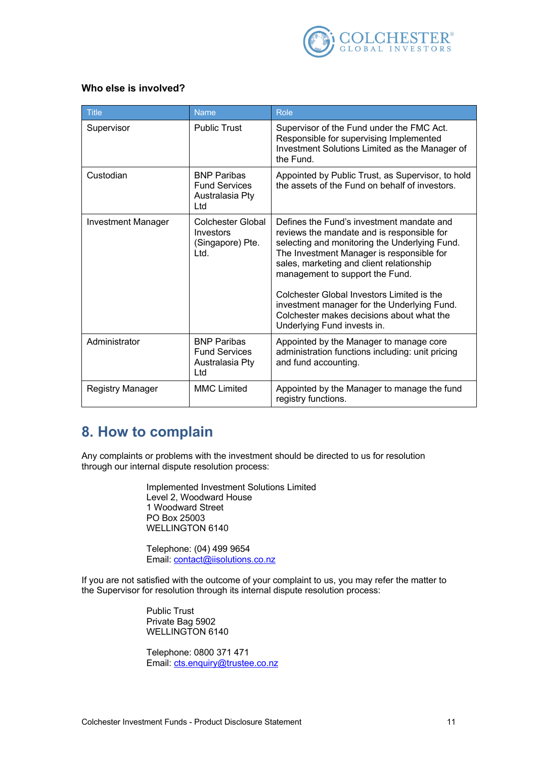**Who else is involved?**

| Title | Name | Role |
|---|---|---|
| Supervisor | Public Trust | Supervisor of the Fund under the FMC Act. Responsible for supervising Implemented Investment Solutions Limited as the Manager of the Fund. |
| Custodian | BNP Paribas Fund Services Australasia Pty Ltd | Appointed by Public Trust, as Supervisor, to hold the assets of the Fund on behalf of investors. |
| Investment Manager | Colchester Global Investors (Singapore) Pte. Ltd. | Defines the Fund's investment mandate and reviews the mandate and is responsible for selecting and monitoring the Underlying Fund. The Investment Manager is responsible for sales, marketing and client relationship management to support the Fund.<br><br>Colchester Global Investors Limited is the investment manager for the Underlying Fund. Colchester makes decisions about what the Underlying Fund invests in. |
| Administrator | BNP Paribas Fund Services Australasia Pty Ltd | Appointed by the Manager to manage core administration functions including: unit pricing and fund accounting. |
| Registry Manager | MMC Limited | Appointed by the Manager to manage the fund registry functions. |

## 8. How to complain

Any complaints or problems with the investment should be directed to us for resolution through our internal dispute resolution process:

Implemented Investment Solutions Limited
Level 2, Woodward House
1 Woodward Street
PO Box 25003
WELLINGTON 6140

Telephone: (04) 499 9654
Email: contact@iisolutions.co.nz

If you are not satisfied with the outcome of your complaint to us, you may refer the matter to the Supervisor for resolution through its internal dispute resolution process:

Public Trust
Private Bag 5902
WELLINGTON 6140

Telephone: 0800 371 471
Email: cts.enquiry@trustee.co.nz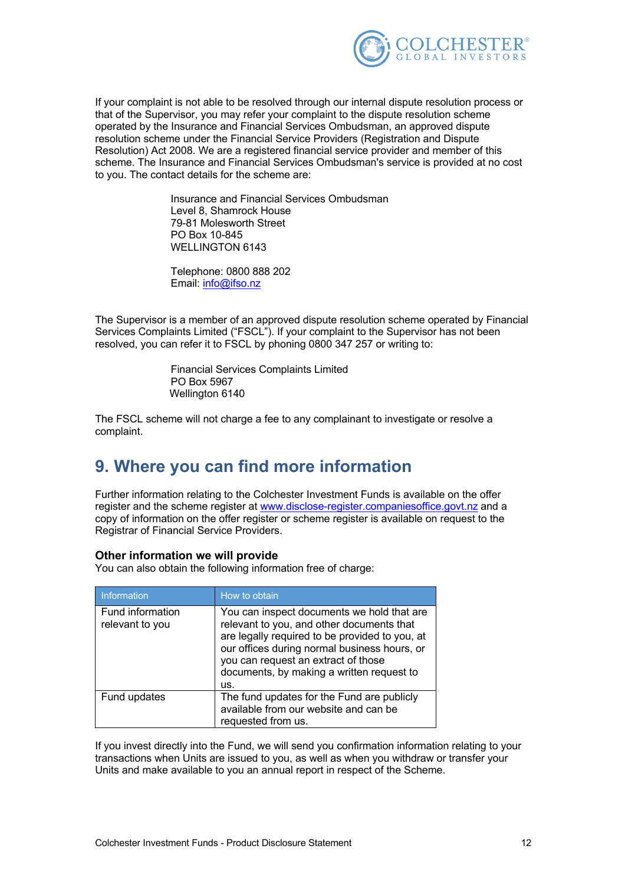If your complaint is not able to be resolved through our internal dispute resolution process or that of the Supervisor, you may refer your complaint to the dispute resolution scheme operated by the Insurance and Financial Services Ombudsman, an approved dispute resolution scheme under the Financial Service Providers (Registration and Dispute Resolution) Act 2008. We are a registered financial service provider and member of this scheme. The Insurance and Financial Services Ombudsman's service is provided at no cost to you. The contact details for the scheme are:

Insurance and Financial Services Ombudsman
Level 8, Shamrock House
79-81 Molesworth Street
PO Box 10-845
WELLINGTON 6143

Telephone: 0800 888 202
Email: info@ifso.nz

The Supervisor is a member of an approved dispute resolution scheme operated by Financial Services Complaints Limited ("FSCL"). If your complaint to the Supervisor has not been resolved, you can refer it to FSCL by phoning 0800 347 257 or writing to:

Financial Services Complaints Limited
PO Box 5967
Wellington 6140

The FSCL scheme will not charge a fee to any complainant to investigate or resolve a complaint.

## 9. Where you can find more information

Further information relating to the Colchester Investment Funds is available on the offer register and the scheme register at www.disclose-register.companiesoffice.govt.nz and a copy of information on the offer register or scheme register is available on request to the Registrar of Financial Service Providers.

### Other information we will provide

You can also obtain the following information free of charge:

| Information | How to obtain |
|---|---|
| Fund information relevant to you | You can inspect documents we hold that are relevant to you, and other documents that are legally required to be provided to you, at our offices during normal business hours, or you can request an extract of those documents, by making a written request to us. |
| Fund updates | The fund updates for the Fund are publicly available from our website and can be requested from us. |

If you invest directly into the Fund, we will send you confirmation information relating to your transactions when Units are issued to you, as well as when you withdraw or transfer your Units and make available to you an annual report in respect of the Scheme.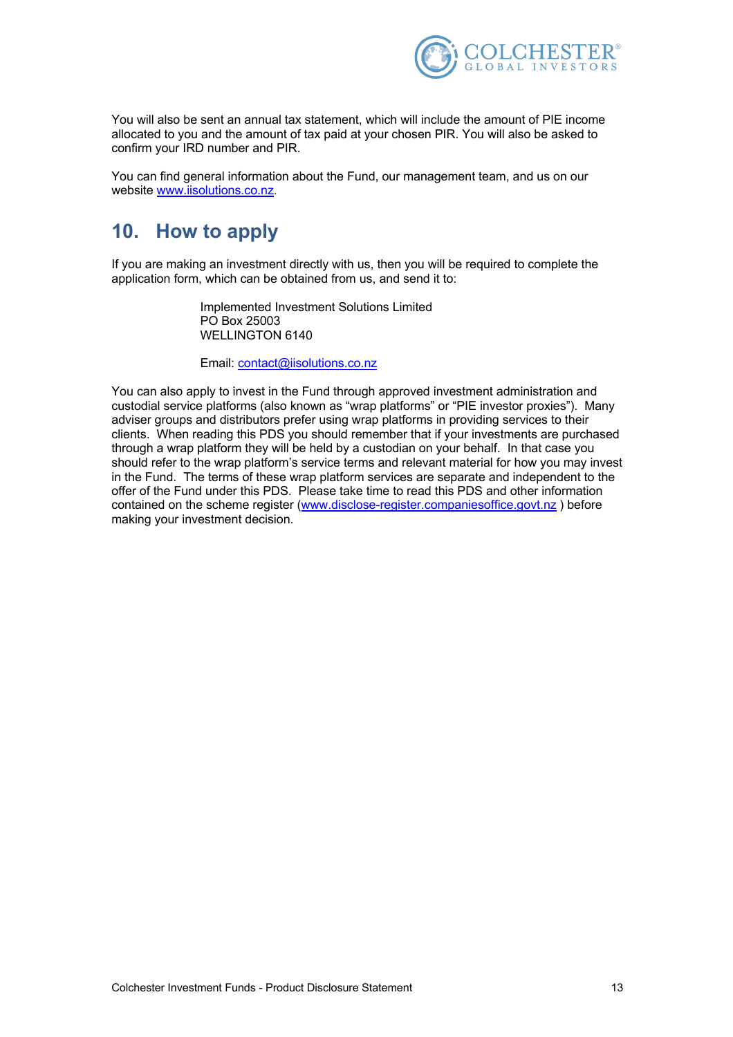You will also be sent an annual tax statement, which will include the amount of PIE income allocated to you and the amount of tax paid at your chosen PIR. You will also be asked to confirm your IRD number and PIR.

You can find general information about the Fund, our management team, and us on our website [www.iisolutions.co.nz](http://www.iisolutions.co.nz).

## 10. How to apply

If you are making an investment directly with us, then you will be required to complete the application form, which can be obtained from us, and send it to:

Implemented Investment Solutions Limited
PO Box 25003
WELLINGTON 6140

Email: [contact@iisolutions.co.nz](mailto:contact@iisolutions.co.nz)

You can also apply to invest in the Fund through approved investment administration and custodial service platforms (also known as "wrap platforms" or "PIE investor proxies"). Many adviser groups and distributors prefer using wrap platforms in providing services to their clients. When reading this PDS you should remember that if your investments are purchased through a wrap platform they will be held by a custodian on your behalf. In that case you should refer to the wrap platform's service terms and relevant material for how you may invest in the Fund. The terms of these wrap platform services are separate and independent to the offer of the Fund under this PDS. Please take time to read this PDS and other information contained on the scheme register ([www.disclose-register.companiesoffice.govt.nz](http://www.disclose-register.companiesoffice.govt.nz) ) before making your investment decision.